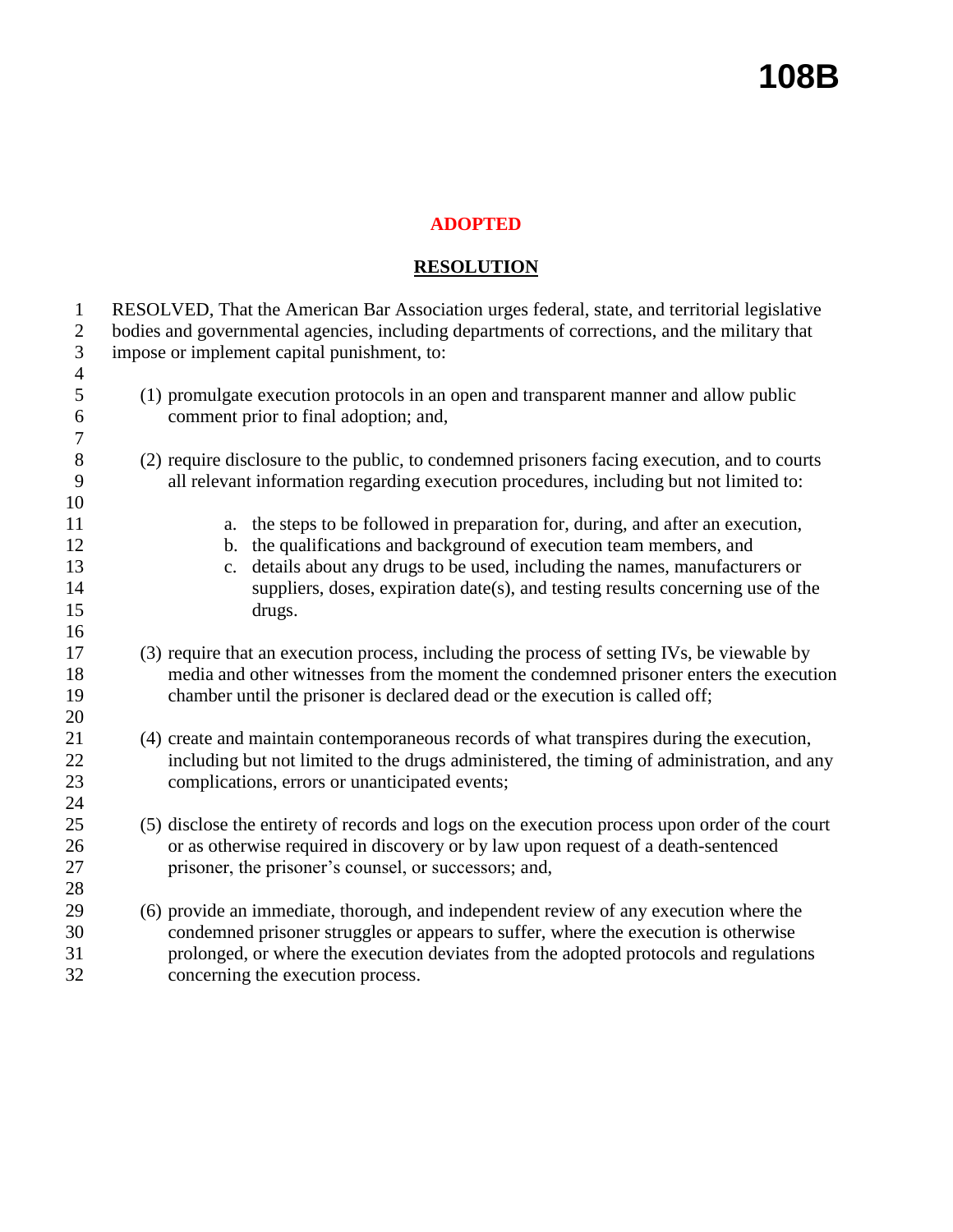# 108B

**ADOPTED**

## RESOLUTION

RESOLVED, That the American Bar Association urges federal, state, and territorial legislative bodies and governmental agencies, including departments of corrections, and the military that impose or implement capital punishment, to:

(1) promulgate execution protocols in an open and transparent manner and allow public comment prior to final adoption; and,

(2) require disclosure to the public, to condemned prisoners facing execution, and to courts all relevant information regarding execution procedures, including but not limited to:

a. the steps to be followed in preparation for, during, and after an execution,
b. the qualifications and background of execution team members, and
c. details about any drugs to be used, including the names, manufacturers or suppliers, doses, expiration date(s), and testing results concerning use of the drugs.

(3) require that an execution process, including the process of setting IVs, be viewable by media and other witnesses from the moment the condemned prisoner enters the execution chamber until the prisoner is declared dead or the execution is called off;

(4) create and maintain contemporaneous records of what transpires during the execution, including but not limited to the drugs administered, the timing of administration, and any complications, errors or unanticipated events;

(5) disclose the entirety of records and logs on the execution process upon order of the court or as otherwise required in discovery or by law upon request of a death-sentenced prisoner, the prisoner's counsel, or successors; and,

(6) provide an immediate, thorough, and independent review of any execution where the condemned prisoner struggles or appears to suffer, where the execution is otherwise prolonged, or where the execution deviates from the adopted protocols and regulations concerning the execution process.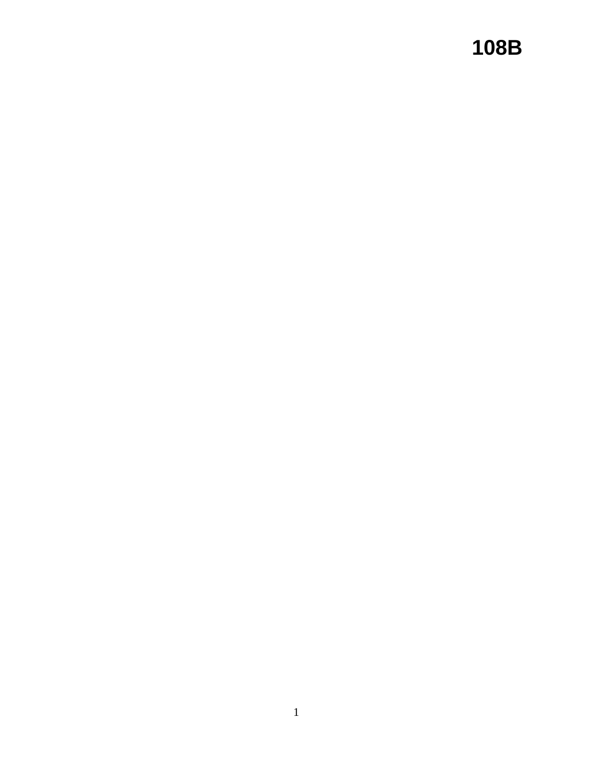**108B**